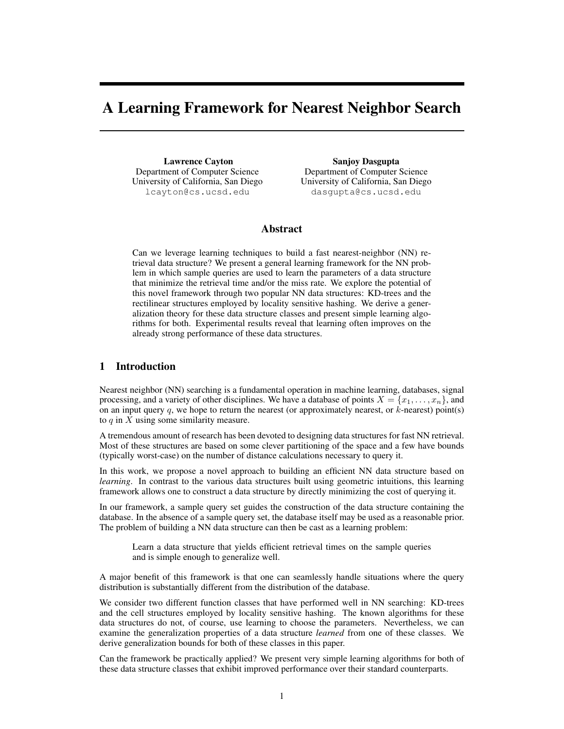# A Learning Framework for Nearest Neighbor Search

**Lawrence Cayton**
Department of Computer Science
University of California, San Diego
lcayton@cs.ucsd.edu

**Sanjoy Dasgupta**
Department of Computer Science
University of California, San Diego
dasgupta@cs.ucsd.edu

## Abstract

Can we leverage learning techniques to build a fast nearest-neighbor (NN) retrieval data structure? We present a general learning framework for the NN problem in which sample queries are used to learn the parameters of a data structure that minimize the retrieval time and/or the miss rate. We explore the potential of this novel framework through two popular NN data structures: KD-trees and the rectilinear structures employed by locality sensitive hashing. We derive a generalization theory for these data structure classes and present simple learning algorithms for both. Experimental results reveal that learning often improves on the already strong performance of these data structures.

## 1 Introduction

Nearest neighbor (NN) searching is a fundamental operation in machine learning, databases, signal processing, and a variety of other disciplines. We have a database of points $X = \{x_1, \ldots, x_n\}$, and on an input query $q$, we hope to return the nearest (or approximately nearest, or $k$-nearest) point(s) to $q$ in $X$ using some similarity measure.

A tremendous amount of research has been devoted to designing data structures for fast NN retrieval. Most of these structures are based on some clever partitioning of the space and a few have bounds (typically worst-case) on the number of distance calculations necessary to query it.

In this work, we propose a novel approach to building an efficient NN data structure based on *learning*. In contrast to the various data structures built using geometric intuitions, this learning framework allows one to construct a data structure by directly minimizing the cost of querying it.

In our framework, a sample query set guides the construction of the data structure containing the database. In the absence of a sample query set, the database itself may be used as a reasonable prior. The problem of building a NN data structure can then be cast as a learning problem:

> Learn a data structure that yields efficient retrieval times on the sample queries and is simple enough to generalize well.

A major benefit of this framework is that one can seamlessly handle situations where the query distribution is substantially different from the distribution of the database.

We consider two different function classes that have performed well in NN searching: KD-trees and the cell structures employed by locality sensitive hashing. The known algorithms for these data structures do not, of course, use learning to choose the parameters. Nevertheless, we can examine the generalization properties of a data structure *learned* from one of these classes. We derive generalization bounds for both of these classes in this paper.

Can the framework be practically applied? We present very simple learning algorithms for both of these data structure classes that exhibit improved performance over their standard counterparts.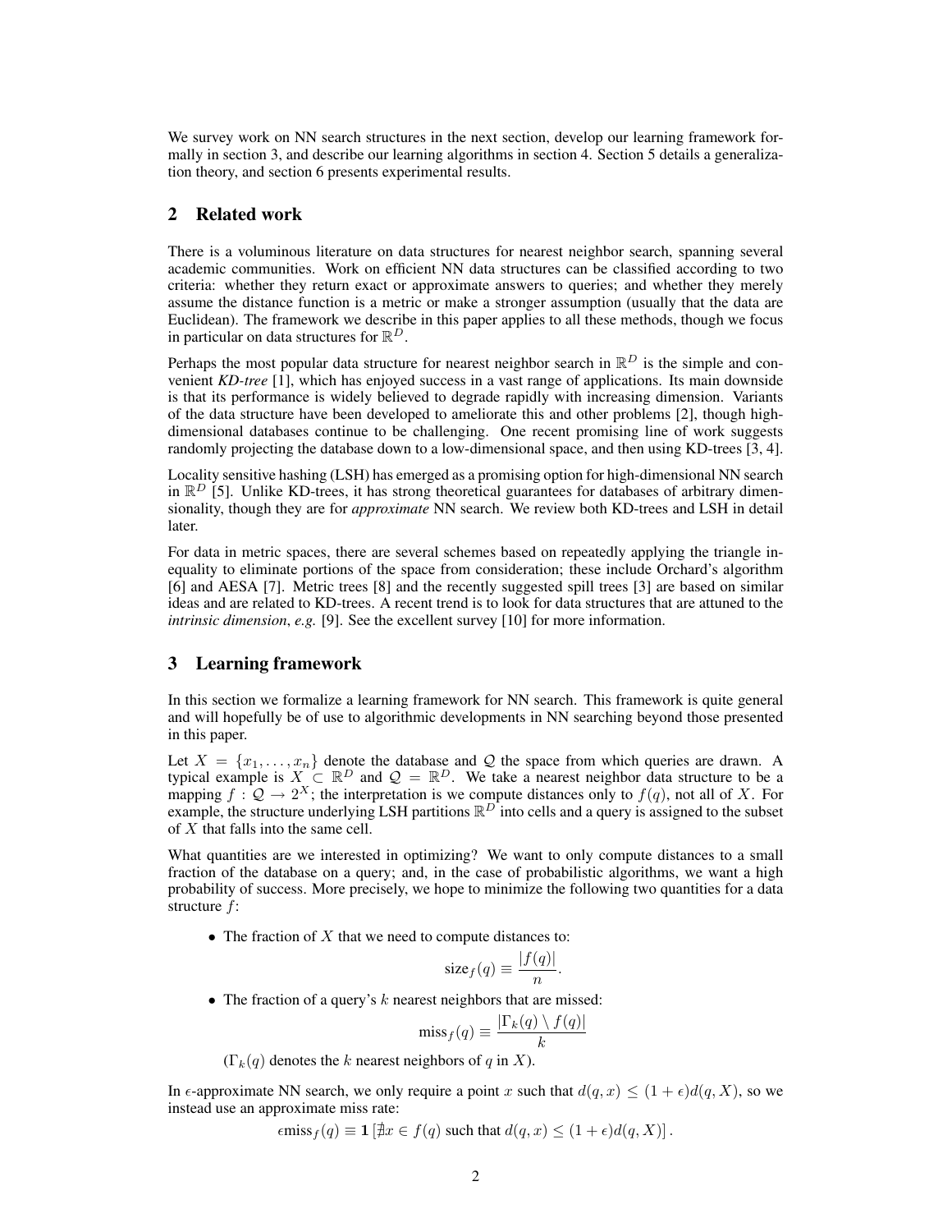We survey work on NN search structures in the next section, develop our learning framework formally in section 3, and describe our learning algorithms in section 4. Section 5 details a generalization theory, and section 6 presents experimental results.

## 2 Related work

There is a voluminous literature on data structures for nearest neighbor search, spanning several academic communities. Work on efficient NN data structures can be classified according to two criteria: whether they return exact or approximate answers to queries; and whether they merely assume the distance function is a metric or make a stronger assumption (usually that the data are Euclidean). The framework we describe in this paper applies to all these methods, though we focus in particular on data structures for $\mathbb{R}^D$.

Perhaps the most popular data structure for nearest neighbor search in $\mathbb{R}^D$ is the simple and convenient *KD-tree* [1], which has enjoyed success in a vast range of applications. Its main downside is that its performance is widely believed to degrade rapidly with increasing dimension. Variants of the data structure have been developed to ameliorate this and other problems [2], though high-dimensional databases continue to be challenging. One recent promising line of work suggests randomly projecting the database down to a low-dimensional space, and then using KD-trees [3, 4].

Locality sensitive hashing (LSH) has emerged as a promising option for high-dimensional NN search in $\mathbb{R}^D$ [5]. Unlike KD-trees, it has strong theoretical guarantees for databases of arbitrary dimensionality, though they are for *approximate* NN search. We review both KD-trees and LSH in detail later.

For data in metric spaces, there are several schemes based on repeatedly applying the triangle inequality to eliminate portions of the space from consideration; these include Orchard's algorithm [6] and AESA [7]. Metric trees [8] and the recently suggested spill trees [3] are based on similar ideas and are related to KD-trees. A recent trend is to look for data structures that are attuned to the *intrinsic dimension*, *e.g.* [9]. See the excellent survey [10] for more information.

## 3 Learning framework

In this section we formalize a learning framework for NN search. This framework is quite general and will hopefully be of use to algorithmic developments in NN searching beyond those presented in this paper.

Let $X = \{x_1, \ldots, x_n\}$ denote the database and $\mathcal{Q}$ the space from which queries are drawn. A typical example is $X \subset \mathbb{R}^D$ and $\mathcal{Q} = \mathbb{R}^D$. We take a nearest neighbor data structure to be a mapping $f : \mathcal{Q} \to 2^X$; the interpretation is we compute distances only to $f(q)$, not all of $X$. For example, the structure underlying LSH partitions $\mathbb{R}^D$ into cells and a query is assigned to the subset of $X$ that falls into the same cell.

What quantities are we interested in optimizing? We want to only compute distances to a small fraction of the database on a query; and, in the case of probabilistic algorithms, we want a high probability of success. More precisely, we hope to minimize the following two quantities for a data structure $f$:

- The fraction of $X$ that we need to compute distances to:
$$\text{size}_f(q) \equiv \frac{|f(q)|}{n}.$$
- The fraction of a query's $k$ nearest neighbors that are missed:
$$\text{miss}_f(q) \equiv \frac{|\Gamma_k(q) \setminus f(q)|}{k}$$
($\Gamma_k(q)$ denotes the $k$ nearest neighbors of $q$ in $X$).

In $\epsilon$-approximate NN search, we only require a point $x$ such that $d(q, x) \leq (1 + \epsilon) d(q, X)$, so we instead use an approximate miss rate:

$$\epsilon\text{miss}_f(q) \equiv \mathbf{1}\left[\nexists x \in f(q) \text{ such that } d(q, x) \leq (1 + \epsilon) d(q, X)\right].$$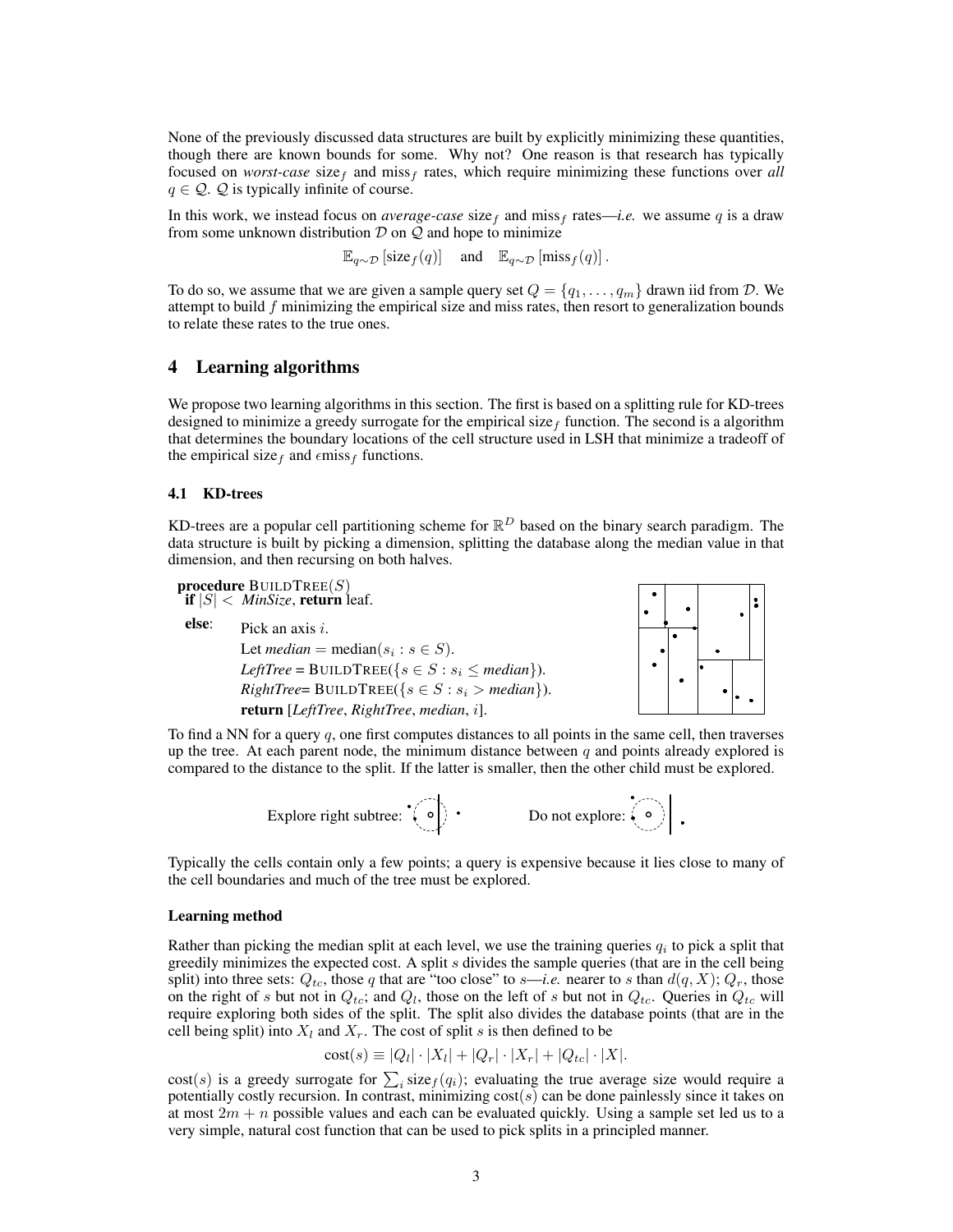None of the previously discussed data structures are built by explicitly minimizing these quantities, though there are known bounds for some. Why not? One reason is that research has typically focused on *worst-case* $\text{size}_f$ and $\text{miss}_f$ rates, which require minimizing these functions over *all* $q \in \mathcal{Q}$. $\mathcal{Q}$ is typically infinite of course.

In this work, we instead focus on *average-case* $\text{size}_f$ and $\text{miss}_f$ rates—*i.e.* we assume $q$ is a draw from some unknown distribution $\mathcal{D}$ on $\mathcal{Q}$ and hope to minimize

$$\mathbb{E}_{q \sim \mathcal{D}} \left[ \text{size}_f(q) \right] \quad \text{and} \quad \mathbb{E}_{q \sim \mathcal{D}} \left[ \text{miss}_f(q) \right].$$

To do so, we assume that we are given a sample query set $Q = \{q_1, \ldots, q_m\}$ drawn iid from $\mathcal{D}$. We attempt to build $f$ minimizing the empirical size and miss rates, then resort to generalization bounds to relate these rates to the true ones.

## 4 Learning algorithms

We propose two learning algorithms in this section. The first is based on a splitting rule for KD-trees designed to minimize a greedy surrogate for the empirical $\text{size}_f$ function. The second is a algorithm that determines the boundary locations of the cell structure used in LSH that minimize a tradeoff of the empirical $\text{size}_f$ and $\epsilon\text{miss}_f$ functions.

### 4.1 KD-trees

KD-trees are a popular cell partitioning scheme for $\mathbb{R}^D$ based on the binary search paradigm. The data structure is built by picking a dimension, splitting the database along the median value in that dimension, and then recursing on both halves.

**procedure** BUILDTREE($S$)
**if** $|S| <$ *MinSize*, **return** leaf.
**else**: Pick an axis $i$.
Let *median* $= \text{median}(s_i : s \in S)$.
*LeftTree* = BUILDTREE($\{s \in S : s_i \leq \textit{median}\}$).
*RightTree* = BUILDTREE($\{s \in S : s_i > \textit{median}\}$).
**return** [*LeftTree*, *RightTree*, *median*, $i$].

To find a NN for a query $q$, one first computes distances to all points in the same cell, then traverses up the tree. At each parent node, the minimum distance between $q$ and points already explored is compared to the distance to the split. If the latter is smaller, then the other child must be explored.

Explore right subtree: Do not explore:

Typically the cells contain only a few points; a query is expensive because it lies close to many of the cell boundaries and much of the tree must be explored.

#### Learning method

Rather than picking the median split at each level, we use the training queries $q_i$ to pick a split that greedily minimizes the expected cost. A split $s$ divides the sample queries (that are in the cell being split) into three sets: $Q_{tc}$, those $q$ that are "too close" to $s$—*i.e.* nearer to $s$ than $d(q, X)$; $Q_r$, those on the right of $s$ but not in $Q_{tc}$; and $Q_l$, those on the left of $s$ but not in $Q_{tc}$. Queries in $Q_{tc}$ will require exploring both sides of the split. The split also divides the database points (that are in the cell being split) into $X_l$ and $X_r$. The cost of split $s$ is then defined to be

$$\text{cost}(s) \equiv |Q_l| \cdot |X_l| + |Q_r| \cdot |X_r| + |Q_{tc}| \cdot |X|.$$

$\text{cost}(s)$ is a greedy surrogate for $\sum_i \text{size}_f(q_i)$; evaluating the true average size would require a potentially costly recursion. In contrast, minimizing $\text{cost}(s)$ can be done painlessly since it takes on at most $2m + n$ possible values and each can be evaluated quickly. Using a sample set led us to a very simple, natural cost function that can be used to pick splits in a principled manner.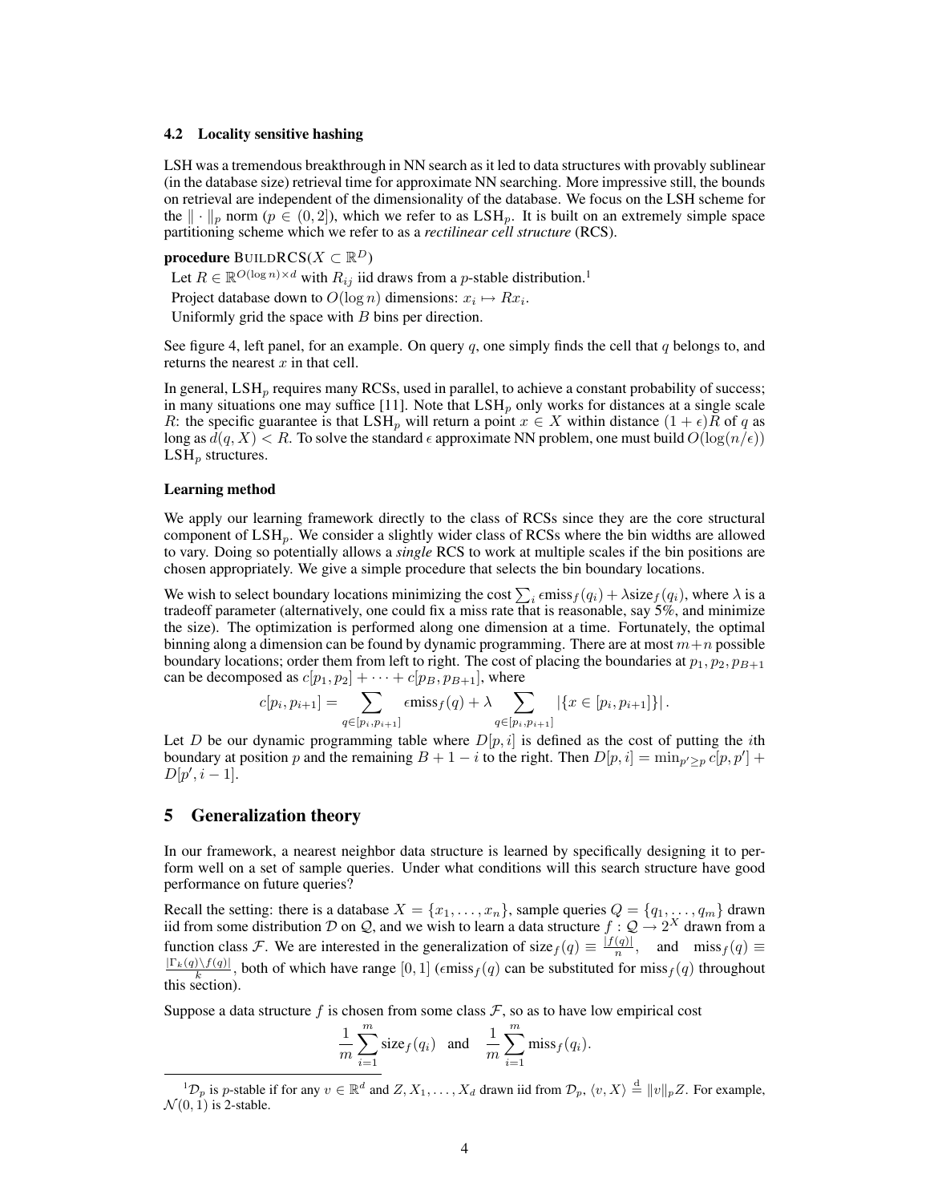### 4.2 Locality sensitive hashing

LSH was a tremendous breakthrough in NN search as it led to data structures with provably sublinear (in the database size) retrieval time for approximate NN searching. More impressive still, the bounds on retrieval are independent of the dimensionality of the database. We focus on the LSH scheme for the $\|\cdot\|_p$ norm ($p \in (0, 2]$), which we refer to as $\text{LSH}_p$. It is built on an extremely simple space partitioning scheme which we refer to as a *rectilinear cell structure* (RCS).

**procedure** BUILDRCS($X \subset \mathbb{R}^D$)

Let $R \in \mathbb{R}^{O(\log n) \times d}$ with $R_{ij}$ iid draws from a $p$-stable distribution.[1]

Project database down to $O(\log n)$ dimensions: $x_i \mapsto Rx_i$.

Uniformly grid the space with $B$ bins per direction.

See figure 4, left panel, for an example. On query $q$, one simply finds the cell that $q$ belongs to, and returns the nearest $x$ in that cell.

In general, $\text{LSH}_p$ requires many RCSs, used in parallel, to achieve a constant probability of success; in many situations one may suffice [11]. Note that $\text{LSH}_p$ only works for distances at a single scale $R$: the specific guarantee is that $\text{LSH}_p$ will return a point $x \in X$ within distance $(1+\epsilon)R$ of $q$ as long as $d(q, X) < R$. To solve the standard $\epsilon$ approximate NN problem, one must build $O(\log(n/\epsilon))$ $\text{LSH}_p$ structures.

#### Learning method

We apply our learning framework directly to the class of RCSs since they are the core structural component of $\text{LSH}_p$. We consider a slightly wider class of RCSs where the bin widths are allowed to vary. Doing so potentially allows a *single* RCS to work at multiple scales if the bin positions are chosen appropriately. We give a simple procedure that selects the bin boundary locations.

We wish to select boundary locations minimizing the cost $\sum_i \epsilon\text{miss}_f(q_i) + \lambda\text{size}_f(q_i)$, where $\lambda$ is a tradeoff parameter (alternatively, one could fix a miss rate that is reasonable, say 5%, and minimize the size). The optimization is performed along one dimension at a time. Fortunately, the optimal binning along a dimension can be found by dynamic programming. There are at most $m+n$ possible boundary locations; order them from left to right. The cost of placing the boundaries at $p_1, p_2, p_{B+1}$ can be decomposed as $c[p_1, p_2] + \cdots + c[p_B, p_{B+1}]$, where

$$c[p_i, p_{i+1}] = \sum_{q \in [p_i, p_{i+1}]} \epsilon\text{miss}_f(q) + \lambda \sum_{q \in [p_i, p_{i+1}]} |\{x \in [p_i, p_{i+1}]\}|.$$

Let $D$ be our dynamic programming table where $D[p, i]$ is defined as the cost of putting the $i$th boundary at position $p$ and the remaining $B + 1 - i$ to the right. Then $D[p, i] = \min_{p' \geq p} c[p, p'] + D[p', i-1]$.

## 5 Generalization theory

In our framework, a nearest neighbor data structure is learned by specifically designing it to perform well on a set of sample queries. Under what conditions will this search structure have good performance on future queries?

Recall the setting: there is a database $X = \{x_1, \ldots, x_n\}$, sample queries $Q = \{q_1, \ldots, q_m\}$ drawn iid from some distribution $\mathcal{D}$ on $\mathcal{Q}$, and we wish to learn a data structure $f : \mathcal{Q} \to 2^X$ drawn from a function class $\mathcal{F}$. We are interested in the generalization of $\text{size}_f(q) \equiv \frac{|f(q)|}{n}$, and $\text{miss}_f(q) \equiv \frac{|\Gamma_k(q) \setminus f(q)|}{k}$, both of which have range $[0, 1]$ ($\epsilon\text{miss}_f(q)$ can be substituted for $\text{miss}_f(q)$ throughout this section).

Suppose a data structure $f$ is chosen from some class $\mathcal{F}$, so as to have low empirical cost

$$\frac{1}{m}\sum_{i=1}^{m} \text{size}_f(q_i) \quad \text{and} \quad \frac{1}{m}\sum_{i=1}^{m} \text{miss}_f(q_i).$$

---

[1] $\mathcal{D}_p$ is $p$-stable if for any $v \in \mathbb{R}^d$ and $Z, X_1, \ldots, X_d$ drawn iid from $\mathcal{D}_p$, $\langle v, X \rangle \stackrel{\text{d}}{=} \|v\|_p Z$. For example, $\mathcal{N}(0, 1)$ is 2-stable.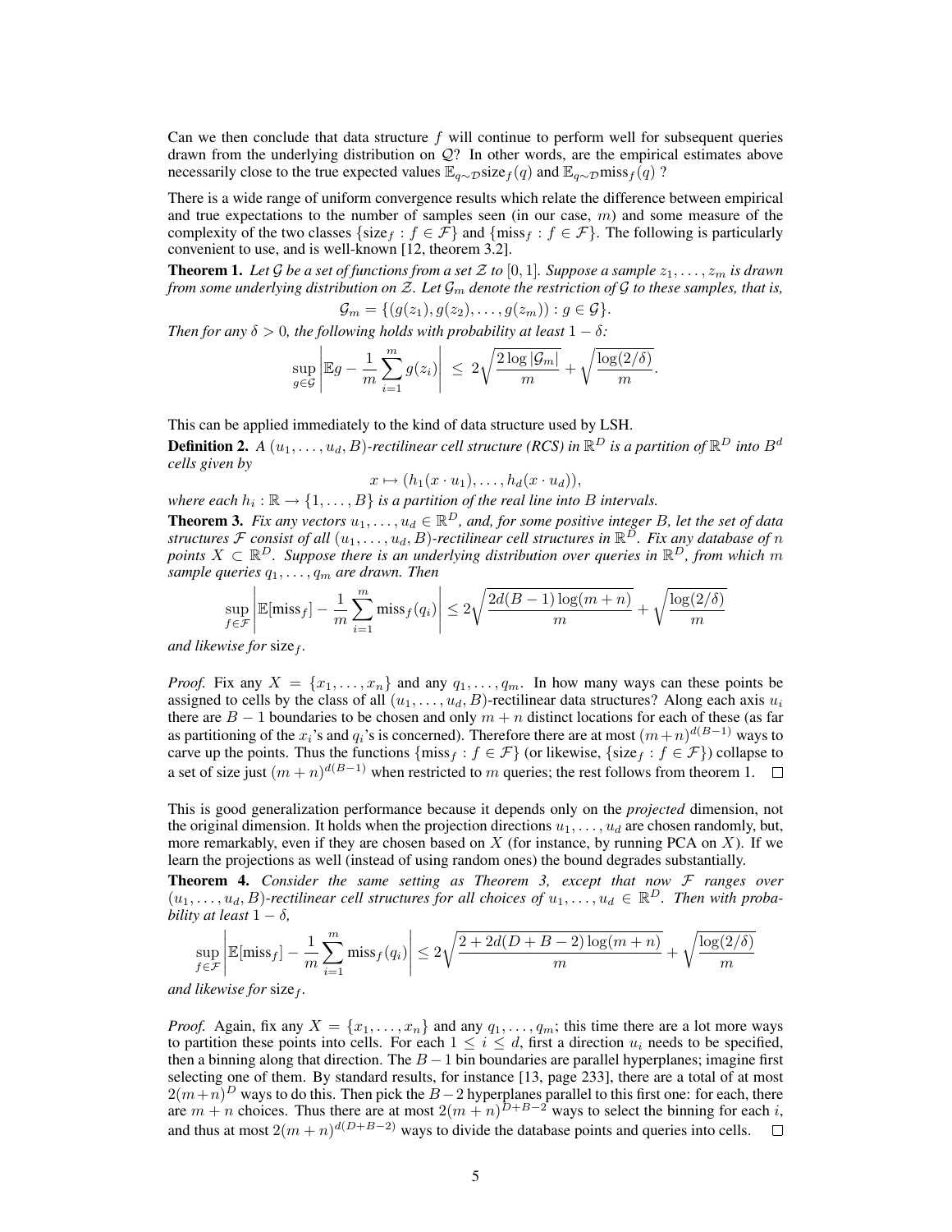Can we then conclude that data structure $f$ will continue to perform well for subsequent queries drawn from the underlying distribution on $\mathcal{Q}$? In other words, are the empirical estimates above necessarily close to the true expected values $\mathbb{E}_{q\sim\mathcal{D}}\text{size}_f(q)$ and $\mathbb{E}_{q\sim\mathcal{D}}\text{miss}_f(q)$ ?

There is a wide range of uniform convergence results which relate the difference between empirical and true expectations to the number of samples seen (in our case, $m$) and some measure of the complexity of the two classes $\{\text{size}_f : f \in \mathcal{F}\}$ and $\{\text{miss}_f : f \in \mathcal{F}\}$. The following is particularly convenient to use, and is well-known [12, theorem 3.2].

**Theorem 1.** *Let $\mathcal{G}$ be a set of functions from a set $\mathcal{Z}$ to $[0, 1]$. Suppose a sample $z_1, \ldots, z_m$ is drawn from some underlying distribution on $\mathcal{Z}$. Let $\mathcal{G}_m$ denote the restriction of $\mathcal{G}$ to these samples, that is,*

$$\mathcal{G}_m = \{(g(z_1), g(z_2), \ldots, g(z_m)) : g \in \mathcal{G}\}.$$

*Then for any $\delta > 0$, the following holds with probability at least $1 - \delta$:*

$$\sup_{g\in\mathcal{G}} \left| \mathbb{E}g - \frac{1}{m}\sum_{i=1}^{m} g(z_i) \right| \;\leq\; 2\sqrt{\frac{2\log|\mathcal{G}_m|}{m}} + \sqrt{\frac{\log(2/\delta)}{m}}.$$

This can be applied immediately to the kind of data structure used by LSH.

**Definition 2.** *A $(u_1, \ldots, u_d, B)$-rectilinear cell structure (RCS) in $\mathbb{R}^D$ is a partition of $\mathbb{R}^D$ into $B^d$ cells given by*

$$x \mapsto (h_1(x \cdot u_1), \ldots, h_d(x \cdot u_d)),$$

*where each $h_i : \mathbb{R} \to \{1, \ldots, B\}$ is a partition of the real line into $B$ intervals.*

**Theorem 3.** *Fix any vectors $u_1, \ldots, u_d \in \mathbb{R}^D$, and, for some positive integer $B$, let the set of data structures $\mathcal{F}$ consist of all $(u_1, \ldots, u_d, B)$-rectilinear cell structures in $\mathbb{R}^D$. Fix any database of $n$ points $X \subset \mathbb{R}^D$. Suppose there is an underlying distribution over queries in $\mathbb{R}^D$, from which $m$ sample queries $q_1, \ldots, q_m$ are drawn. Then*

$$\sup_{f\in\mathcal{F}} \left| \mathbb{E}[\text{miss}_f] - \frac{1}{m}\sum_{i=1}^{m} \text{miss}_f(q_i) \right| \leq 2\sqrt{\frac{2d(B-1)\log(m+n)}{m}} + \sqrt{\frac{\log(2/\delta)}{m}}$$

*and likewise for* $\text{size}_f$.

*Proof.* Fix any $X = \{x_1, \ldots, x_n\}$ and any $q_1, \ldots, q_m$. In how many ways can these points be assigned to cells by the class of all $(u_1, \ldots, u_d, B)$-rectilinear data structures? Along each axis $u_i$ there are $B - 1$ boundaries to be chosen and only $m + n$ distinct locations for each of these (as far as partitioning of the $x_i$'s and $q_i$'s is concerned). Therefore there are at most $(m+n)^{d(B-1)}$ ways to carve up the points. Thus the functions $\{\text{miss}_f : f \in \mathcal{F}\}$ (or likewise, $\{\text{size}_f : f \in \mathcal{F}\}$) collapse to a set of size just $(m + n)^{d(B-1)}$ when restricted to $m$ queries; the rest follows from theorem 1. $\square$

This is good generalization performance because it depends only on the *projected* dimension, not the original dimension. It holds when the projection directions $u_1, \ldots, u_d$ are chosen randomly, but, more remarkably, even if they are chosen based on $X$ (for instance, by running PCA on $X$). If we learn the projections as well (instead of using random ones) the bound degrades substantially.

**Theorem 4.** *Consider the same setting as Theorem 3, except that now $\mathcal{F}$ ranges over $(u_1, \ldots, u_d, B)$-rectilinear cell structures for all choices of $u_1, \ldots, u_d \in \mathbb{R}^D$. Then with probability at least $1 - \delta$,*

$$\sup_{f\in\mathcal{F}} \left| \mathbb{E}[\text{miss}_f] - \frac{1}{m}\sum_{i=1}^{m} \text{miss}_f(q_i) \right| \leq 2\sqrt{\frac{2 + 2d(D+B-2)\log(m+n)}{m}} + \sqrt{\frac{\log(2/\delta)}{m}}$$

*and likewise for* $\text{size}_f$.

*Proof.* Again, fix any $X = \{x_1, \ldots, x_n\}$ and any $q_1, \ldots, q_m$; this time there are a lot more ways to partition these points into cells. For each $1 \leq i \leq d$, first a direction $u_i$ needs to be specified, then a binning along that direction. The $B - 1$ bin boundaries are parallel hyperplanes; imagine first selecting one of them. By standard results, for instance [13, page 233], there are a total of at most $2(m+n)^D$ ways to do this. Then pick the $B-2$ hyperplanes parallel to this first one: for each, there are $m + n$ choices. Thus there are at most $2(m + n)^{D+B-2}$ ways to select the binning for each $i$, and thus at most $2(m + n)^{d(D+B-2)}$ ways to divide the database points and queries into cells. $\square$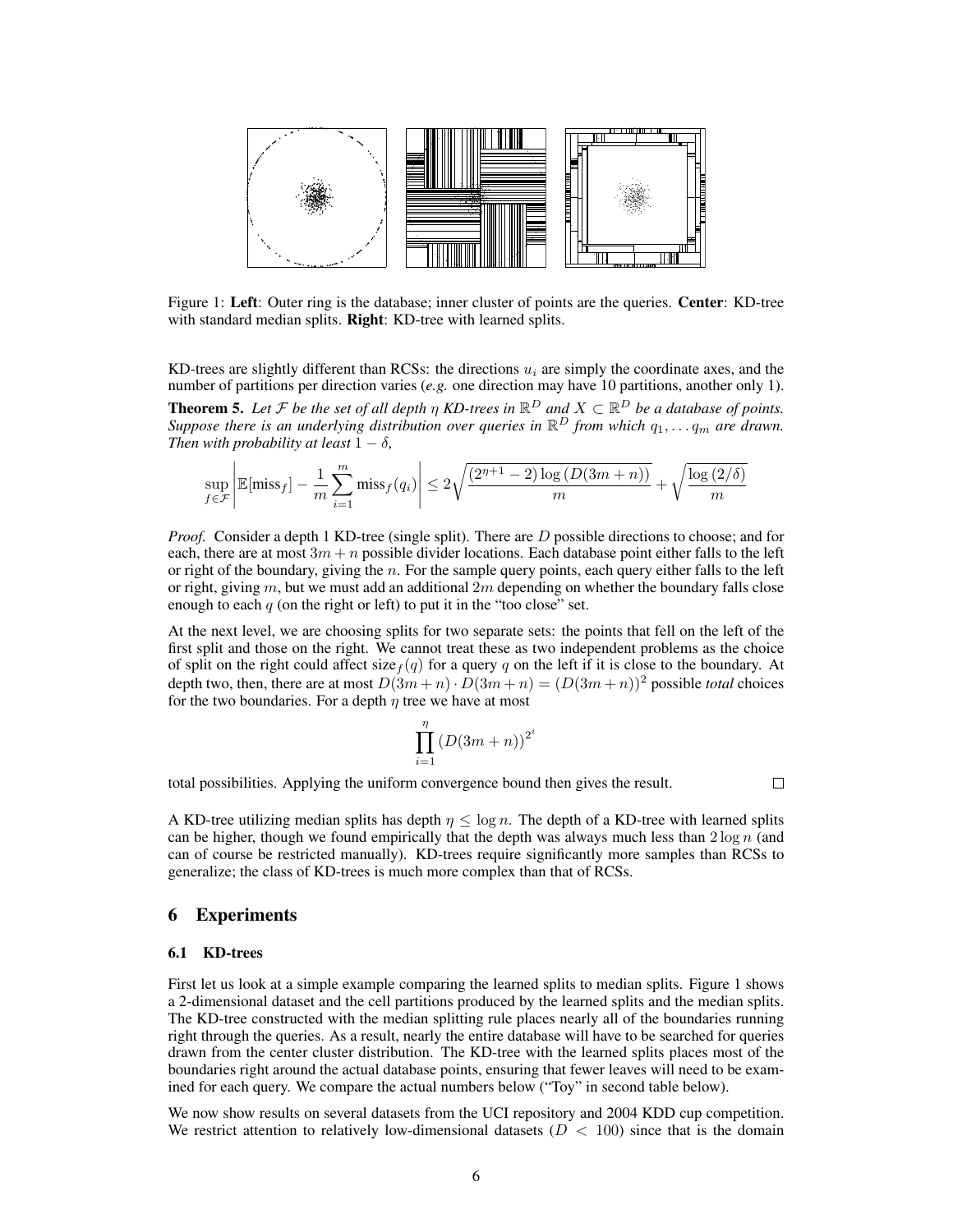Figure 1: **Left**: Outer ring is the database; inner cluster of points are the queries. **Center**: KD-tree with standard median splits. **Right**: KD-tree with learned splits.

KD-trees are slightly different than RCSs: the directions $u_i$ are simply the coordinate axes, and the number of partitions per direction varies (*e.g.* one direction may have 10 partitions, another only 1).

**Theorem 5.** *Let $\mathcal{F}$ be the set of all depth $\eta$ KD-trees in $\mathbb{R}^D$ and $X \subset \mathbb{R}^D$ be a database of points. Suppose there is an underlying distribution over queries in $\mathbb{R}^D$ from which $q_1, \ldots q_m$ are drawn. Then with probability at least $1 - \delta$,*

$$\sup_{f \in \mathcal{F}} \left| \mathbb{E}[\text{miss}_f] - \frac{1}{m} \sum_{i=1}^{m} \text{miss}_f(q_i) \right| \leq 2\sqrt{\frac{(2^{\eta+1} - 2) \log (D(3m+n))}{m}} + \sqrt{\frac{\log (2/\delta)}{m}}$$

*Proof.* Consider a depth 1 KD-tree (single split). There are $D$ possible directions to choose; and for each, there are at most $3m + n$ possible divider locations. Each database point either falls to the left or right of the boundary, giving the $n$. For the sample query points, each query either falls to the left or right, giving $m$, but we must add an additional $2m$ depending on whether the boundary falls close enough to each $q$ (on the right or left) to put it in the "too close" set.

At the next level, we are choosing splits for two separate sets: the points that fell on the left of the first split and those on the right. We cannot treat these as two independent problems as the choice of split on the right could affect $\text{size}_f(q)$ for a query $q$ on the left if it is close to the boundary. At depth two, then, there are at most $D(3m + n) \cdot D(3m + n) = (D(3m + n))^2$ possible *total* choices for the two boundaries. For a depth $\eta$ tree we have at most

$$\prod_{i=1}^{\eta} (D(3m+n))^{2^i}$$

total possibilities. Applying the uniform convergence bound then gives the result. □

A KD-tree utilizing median splits has depth $\eta \leq \log n$. The depth of a KD-tree with learned splits can be higher, though we found empirically that the depth was always much less than $2 \log n$ (and can of course be restricted manually). KD-trees require significantly more samples than RCSs to generalize; the class of KD-trees is much more complex than that of RCSs.

## 6 Experiments

### 6.1 KD-trees

First let us look at a simple example comparing the learned splits to median splits. Figure 1 shows a 2-dimensional dataset and the cell partitions produced by the learned splits and the median splits. The KD-tree constructed with the median splitting rule places nearly all of the boundaries running right through the queries. As a result, nearly the entire database will have to be searched for queries drawn from the center cluster distribution. The KD-tree with the learned splits places most of the boundaries right around the actual database points, ensuring that fewer leaves will need to be examined for each query. We compare the actual numbers below ("Toy" in second table below).

We now show results on several datasets from the UCI repository and 2004 KDD cup competition. We restrict attention to relatively low-dimensional datasets ($D < 100$) since that is the domain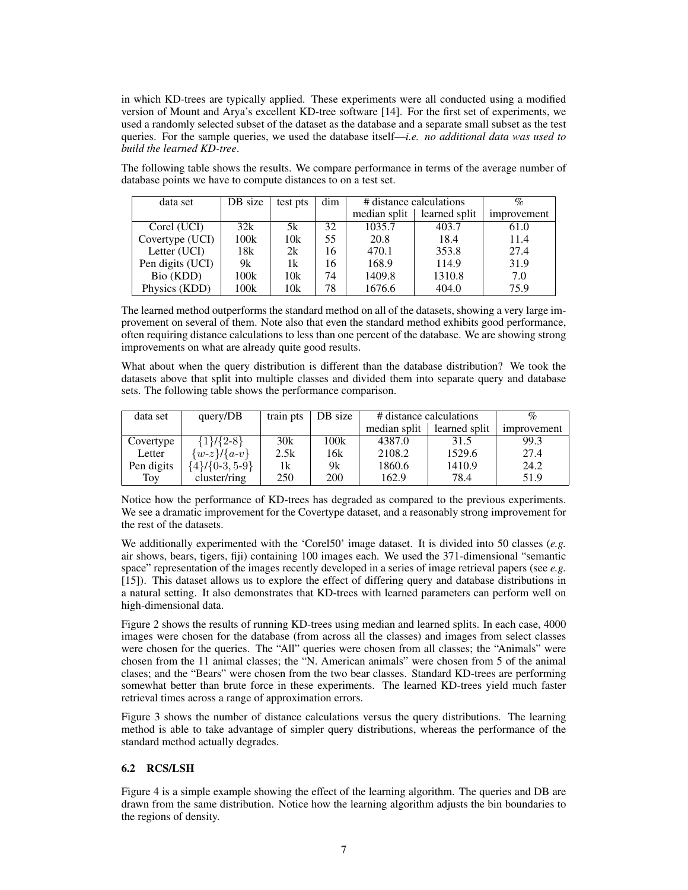in which KD-trees are typically applied. These experiments were all conducted using a modified version of Mount and Arya's excellent KD-tree software [14]. For the first set of experiments, we used a randomly selected subset of the dataset as the database and a separate small subset as the test queries. For the sample queries, we used the database itself—*i.e. no additional data was used to build the learned KD-tree*.

The following table shows the results. We compare performance in terms of the average number of database points we have to compute distances to on a test set.

| data set | DB size | test pts | dim | # distance calculations | | % |
|---|---|---|---|---|---|---|
| | | | | median split | learned split | improvement |
| Corel (UCI) | 32k | 5k | 32 | 1035.7 | 403.7 | 61.0 |
| Covertype (UCI) | 100k | 10k | 55 | 20.8 | 18.4 | 11.4 |
| Letter (UCI) | 18k | 2k | 16 | 470.1 | 353.8 | 27.4 |
| Pen digits (UCI) | 9k | 1k | 16 | 168.9 | 114.9 | 31.9 |
| Bio (KDD) | 100k | 10k | 74 | 1409.8 | 1310.8 | 7.0 |
| Physics (KDD) | 100k | 10k | 78 | 1676.6 | 404.0 | 75.9 |

The learned method outperforms the standard method on all of the datasets, showing a very large improvement on several of them. Note also that even the standard method exhibits good performance, often requiring distance calculations to less than one percent of the database. We are showing strong improvements on what are already quite good results.

What about when the query distribution is different than the database distribution? We took the datasets above that split into multiple classes and divided them into separate query and database sets. The following table shows the performance comparison.

| data set | query/DB | train pts | DB size | # distance calculations | | % |
|---|---|---|---|---|---|---|
| | | | | median split | learned split | improvement |
| Covertype | $\{1\}/\{2\text{-}8\}$ | 30k | 100k | 4387.0 | 31.5 | 99.3 |
| Letter | $\{w\text{-}z\}/\{a\text{-}v\}$ | 2.5k | 16k | 2108.2 | 1529.6 | 27.4 |
| Pen digits | $\{4\}/\{0\text{-}3, 5\text{-}9\}$ | 1k | 9k | 1860.6 | 1410.9 | 24.2 |
| Toy | cluster/ring | 250 | 200 | 162.9 | 78.4 | 51.9 |

Notice how the performance of KD-trees has degraded as compared to the previous experiments. We see a dramatic improvement for the Covertype dataset, and a reasonably strong improvement for the rest of the datasets.

We additionally experimented with the 'Corel50' image dataset. It is divided into 50 classes (*e.g.* air shows, bears, tigers, fiji) containing 100 images each. We used the 371-dimensional "semantic space" representation of the images recently developed in a series of image retrieval papers (see *e.g.* [15]). This dataset allows us to explore the effect of differing query and database distributions in a natural setting. It also demonstrates that KD-trees with learned parameters can perform well on high-dimensional data.

Figure 2 shows the results of running KD-trees using median and learned splits. In each case, 4000 images were chosen for the database (from across all the classes) and images from select classes were chosen for the queries. The "All" queries were chosen from all classes; the "Animals" were chosen from the 11 animal classes; the "N. American animals" were chosen from 5 of the animal clases; and the "Bears" were chosen from the two bear classes. Standard KD-trees are performing somewhat better than brute force in these experiments. The learned KD-trees yield much faster retrieval times across a range of approximation errors.

Figure 3 shows the number of distance calculations versus the query distributions. The learning method is able to take advantage of simpler query distributions, whereas the performance of the standard method actually degrades.

### 6.2 RCS/LSH

Figure 4 is a simple example showing the effect of the learning algorithm. The queries and DB are drawn from the same distribution. Notice how the learning algorithm adjusts the bin boundaries to the regions of density.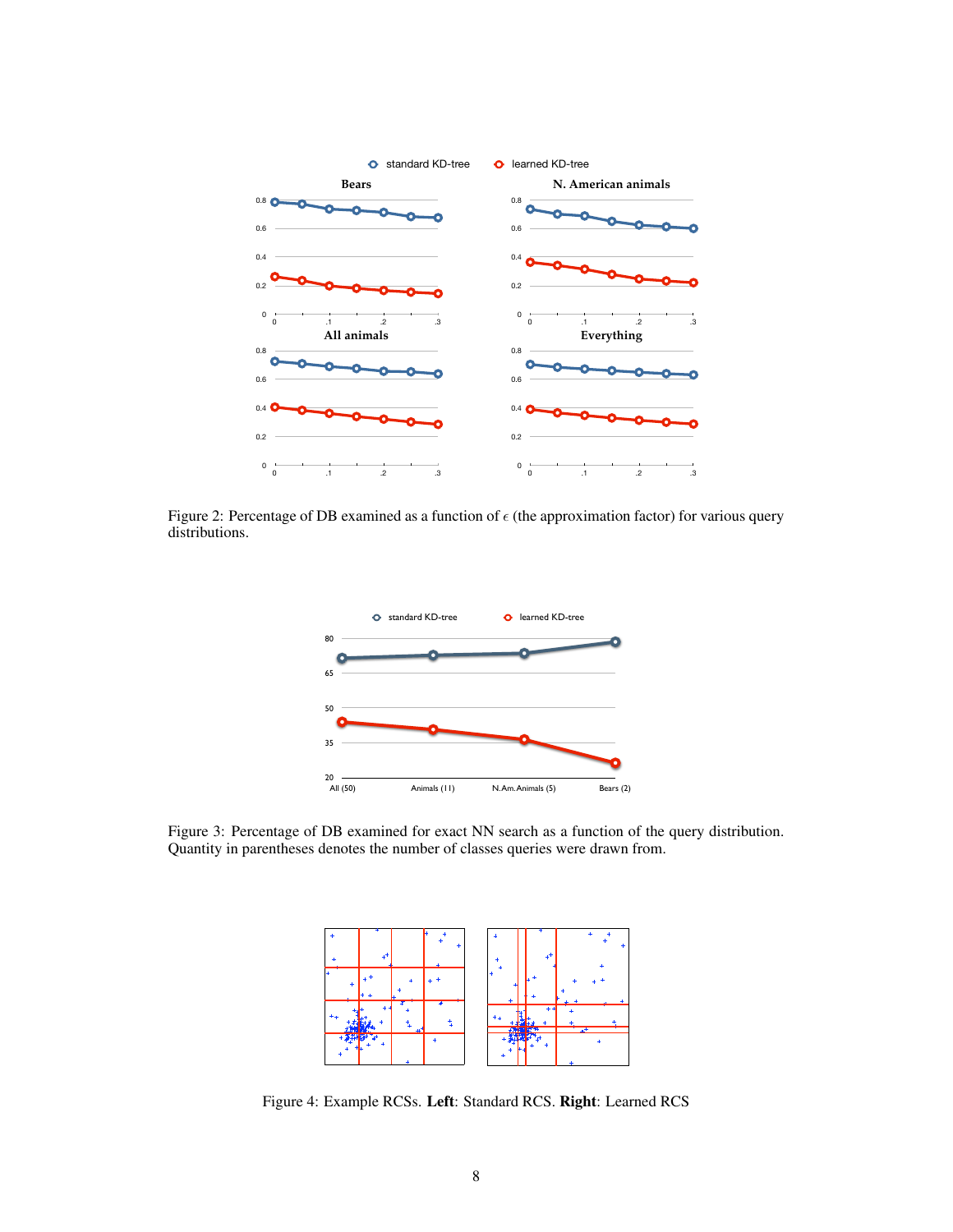Figure 2: Percentage of DB examined as a function of $\epsilon$ (the approximation factor) for various query distributions.

Figure 3: Percentage of DB examined for exact NN search as a function of the query distribution. Quantity in parentheses denotes the number of classes queries were drawn from.

Figure 4: Example RCSs. **Left**: Standard RCS. **Right**: Learned RCS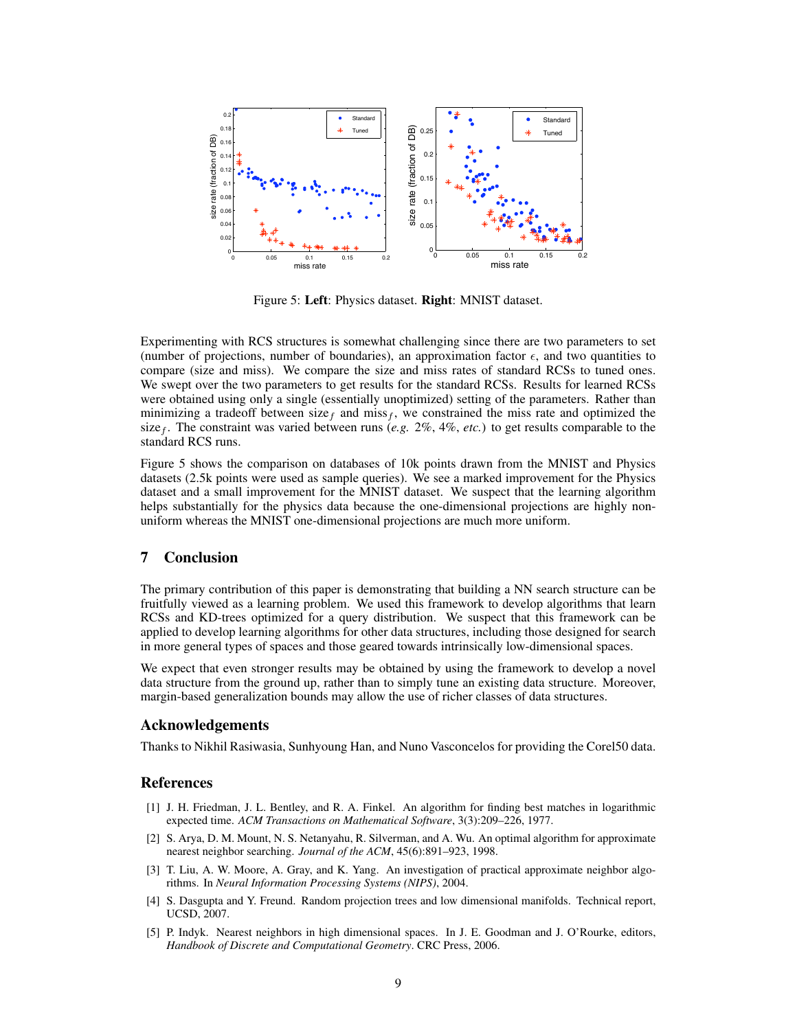Figure 5: **Left**: Physics dataset. **Right**: MNIST dataset.

Experimenting with RCS structures is somewhat challenging since there are two parameters to set (number of projections, number of boundaries), an approximation factor $\epsilon$, and two quantities to compare (size and miss). We compare the size and miss rates of standard RCSs to tuned ones. We swept over the two parameters to get results for the standard RCSs. Results for learned RCSs were obtained using only a single (essentially unoptimized) setting of the parameters. Rather than minimizing a tradeoff between $\text{size}_f$ and $\text{miss}_f$, we constrained the miss rate and optimized the $\text{size}_f$. The constraint was varied between runs (*e.g.* 2%, 4%, *etc.*) to get results comparable to the standard RCS runs.

Figure 5 shows the comparison on databases of 10k points drawn from the MNIST and Physics datasets (2.5k points were used as sample queries). We see a marked improvement for the Physics dataset and a small improvement for the MNIST dataset. We suspect that the learning algorithm helps substantially for the physics data because the one-dimensional projections are highly non-uniform whereas the MNIST one-dimensional projections are much more uniform.

## 7 Conclusion

The primary contribution of this paper is demonstrating that building a NN search structure can be fruitfully viewed as a learning problem. We used this framework to develop algorithms that learn RCSs and KD-trees optimized for a query distribution. We suspect that this framework can be applied to develop learning algorithms for other data structures, including those designed for search in more general types of spaces and those geared towards intrinsically low-dimensional spaces.

We expect that even stronger results may be obtained by using the framework to develop a novel data structure from the ground up, rather than to simply tune an existing data structure. Moreover, margin-based generalization bounds may allow the use of richer classes of data structures.

### Acknowledgements

Thanks to Nikhil Rasiwasia, Sunhyoung Han, and Nuno Vasconcelos for providing the Corel50 data.

### References

[1] J. H. Friedman, J. L. Bentley, and R. A. Finkel. An algorithm for finding best matches in logarithmic expected time. *ACM Transactions on Mathematical Software*, 3(3):209–226, 1977.

[2] S. Arya, D. M. Mount, N. S. Netanyahu, R. Silverman, and A. Wu. An optimal algorithm for approximate nearest neighbor searching. *Journal of the ACM*, 45(6):891–923, 1998.

[3] T. Liu, A. W. Moore, A. Gray, and K. Yang. An investigation of practical approximate neighbor algorithms. In *Neural Information Processing Systems (NIPS)*, 2004.

[4] S. Dasgupta and Y. Freund. Random projection trees and low dimensional manifolds. Technical report, UCSD, 2007.

[5] P. Indyk. Nearest neighbors in high dimensional spaces. In J. E. Goodman and J. O'Rourke, editors, *Handbook of Discrete and Computational Geometry*. CRC Press, 2006.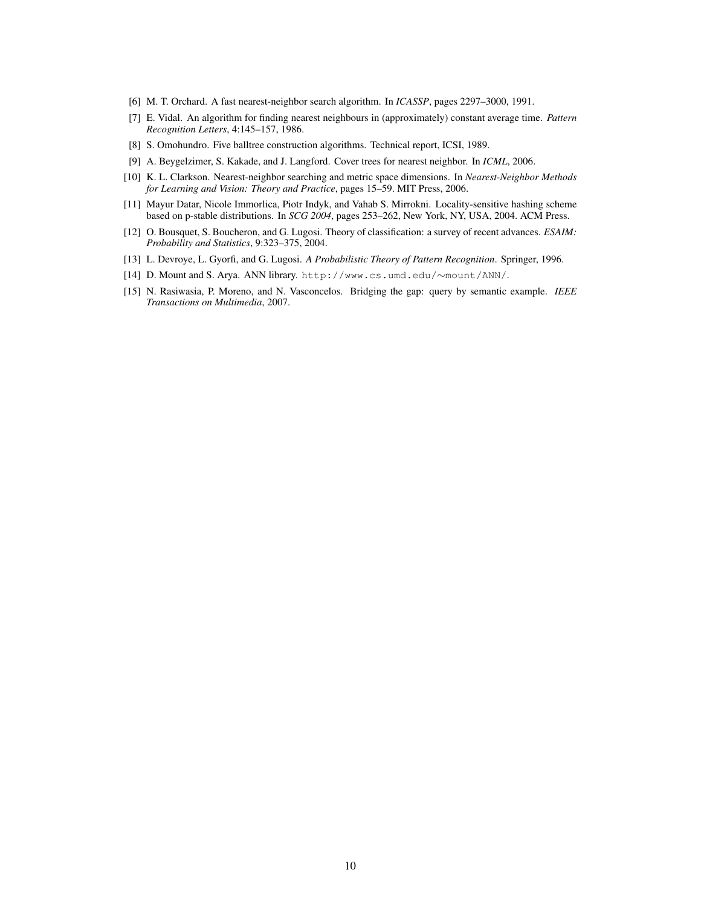[6] M. T. Orchard. A fast nearest-neighbor search algorithm. In *ICASSP*, pages 2297–3000, 1991.

[7] E. Vidal. An algorithm for finding nearest neighbours in (approximately) constant average time. *Pattern Recognition Letters*, 4:145–157, 1986.

[8] S. Omohundro. Five balltree construction algorithms. Technical report, ICSI, 1989.

[9] A. Beygelzimer, S. Kakade, and J. Langford. Cover trees for nearest neighbor. In *ICML*, 2006.

[10] K. L. Clarkson. Nearest-neighbor searching and metric space dimensions. In *Nearest-Neighbor Methods for Learning and Vision: Theory and Practice*, pages 15–59. MIT Press, 2006.

[11] Mayur Datar, Nicole Immorlica, Piotr Indyk, and Vahab S. Mirrokni. Locality-sensitive hashing scheme based on p-stable distributions. In *SCG 2004*, pages 253–262, New York, NY, USA, 2004. ACM Press.

[12] O. Bousquet, S. Boucheron, and G. Lugosi. Theory of classification: a survey of recent advances. *ESAIM: Probability and Statistics*, 9:323–375, 2004.

[13] L. Devroye, L. Gyorfi, and G. Lugosi. *A Probabilistic Theory of Pattern Recognition*. Springer, 1996.

[14] D. Mount and S. Arya. ANN library. `http://www.cs.umd.edu/~mount/ANN/`.

[15] N. Rasiwasia, P. Moreno, and N. Vasconcelos. Bridging the gap: query by semantic example. *IEEE Transactions on Multimedia*, 2007.